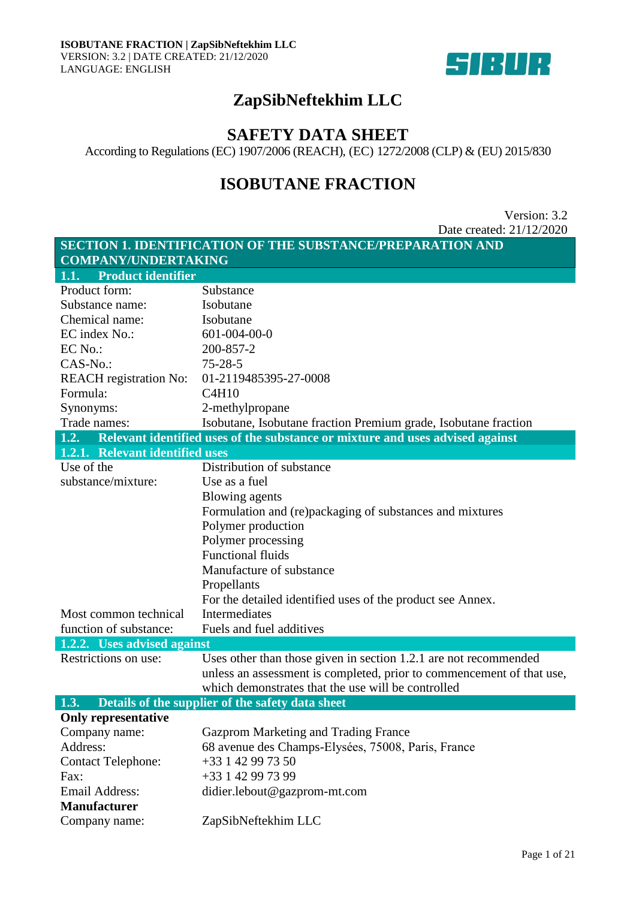# ZapSibNeftekhim LLC

## SAFETY DATA SHEET

According to Regulations (EC) 1907/2006 (REACH), (EC) 1272/2008 (CLP) & (EU) 2015/830

## ISOBUTANE FRACTION

Version: 3.2
Date created: 21/12/2020

### SECTION 1. IDENTIFICATION OF THE SUBSTANCE/PREPARATION AND COMPANY/UNDERTAKING

#### 1.1. Product identifier

| | |
|---|---|
| Product form: | Substance |
| Substance name: | Isobutane |
| Chemical name: | Isobutane |
| EC index No.: | 601-004-00-0 |
| EC No.: | 200-857-2 |
| CAS-No.: | 75-28-5 |
| REACH registration No: | 01-2119485395-27-0008 |
| Formula: | $C_4H_{10}$ |
| Synonyms: | 2-methylpropane |
| Trade names: | Isobutane, Isobutane fraction Premium grade, Isobutane fraction |

#### 1.2. Relevant identified uses of the substance or mixture and uses advised against

##### 1.2.1. Relevant identified uses

| | |
|---|---|
| Use of the substance/mixture: | Distribution of substance<br>Use as a fuel<br>Blowing agents<br>Formulation and (re)packaging of substances and mixtures<br>Polymer production<br>Polymer processing<br>Functional fluids<br>Manufacture of substance<br>Propellants<br>For the detailed identified uses of the product see Annex. |
| Most common technical function of substance: | Intermediates<br>Fuels and fuel additives |

##### 1.2.2. Uses advised against

| | |
|---|---|
| Restrictions on use: | Uses other than those given in section 1.2.1 are not recommended unless an assessment is completed, prior to commencement of that use, which demonstrates that the use will be controlled |

#### 1.3. Details of the supplier of the safety data sheet

**Only representative**

| | |
|---|---|
| Company name: | Gazprom Marketing and Trading France |
| Address: | 68 avenue des Champs-Elysées, 75008, Paris, France |
| Contact Telephone: | +33 1 42 99 73 50 |
| Fax: | +33 1 42 99 73 99 |
| Email Address: | didier.lebout@gazprom-mt.com |

**Manufacturer**

| | |
|---|---|
| Company name: | ZapSibNeftekhim LLC |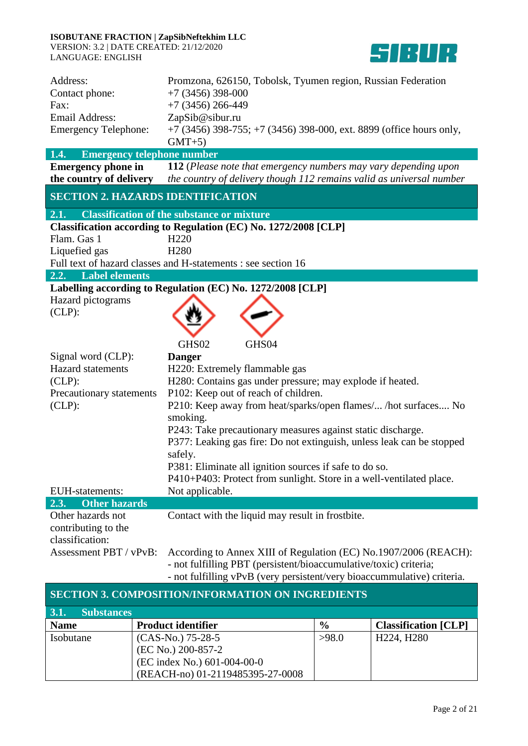| | |
|---|---|
| Address: | Promzona, 626150, Tobolsk, Tyumen region, Russian Federation |
| Contact phone: | +7 (3456) 398-000 |
| Fax: | +7 (3456) 266-449 |
| Email Address: | ZapSib@sibur.ru |
| Emergency Telephone: | +7 (3456) 398-755; +7 (3456) 398-000, ext. 8899 (office hours only, GMT+5) |

### 1.4. Emergency telephone number

| | |
|---|---|
| **Emergency phone in the country of delivery** | **112** (*Please note that emergency numbers may vary depending upon the country of delivery though 112 remains valid as universal number* |

## SECTION 2. HAZARDS IDENTIFICATION

### 2.1. Classification of the substance or mixture

**Classification according to Regulation (EC) No. 1272/2008 [CLP]**

| | |
|---|---|
| Flam. Gas 1 | H220 |
| Liquefied gas | H280 |

Full text of hazard classes and H-statements : see section 16

### 2.2. Label elements

**Labelling according to Regulation (EC) No. 1272/2008 [CLP]**

Hazard pictograms (CLP):

GHS02 GHS04

| | |
|---|---|
| Signal word (CLP): | **Danger** |
| Hazard statements (CLP): | H220: Extremely flammable gas<br>H280: Contains gas under pressure; may explode if heated. |
| Precautionary statements (CLP): | P102: Keep out of reach of children.<br>P210: Keep away from heat/sparks/open flames/... /hot surfaces.... No smoking.<br>P243: Take precautionary measures against static discharge.<br>P377: Leaking gas fire: Do not extinguish, unless leak can be stopped safely.<br>P381: Eliminate all ignition sources if safe to do so.<br>P410+P403: Protect from sunlight. Store in a well-ventilated place. |
| EUH-statements: | Not applicable. |

### 2.3. Other hazards

| | |
|---|---|
| Other hazards not contributing to the classification: | Contact with the liquid may result in frostbite. |
| Assessment PBT / vPvB: | According to Annex XIII of Regulation (EC) No.1907/2006 (REACH):<br>- not fulfilling PBT (persistent/bioaccumulative/toxic) criteria;<br>- not fulfilling vPvB (very persistent/very bioaccummulative) criteria. |

## SECTION 3. COMPOSITION/INFORMATION ON INGREDIENTS

### 3.1. Substances

| Name | Product identifier | % | Classification [CLP] |
|---|---|---|---|
| Isobutane | (CAS-No.) 75-28-5<br>(EC No.) 200-857-2<br>(EC index No.) 601-004-00-0<br>(REACH-no) 01-2119485395-27-0008 | >98.0 | H224, H280 |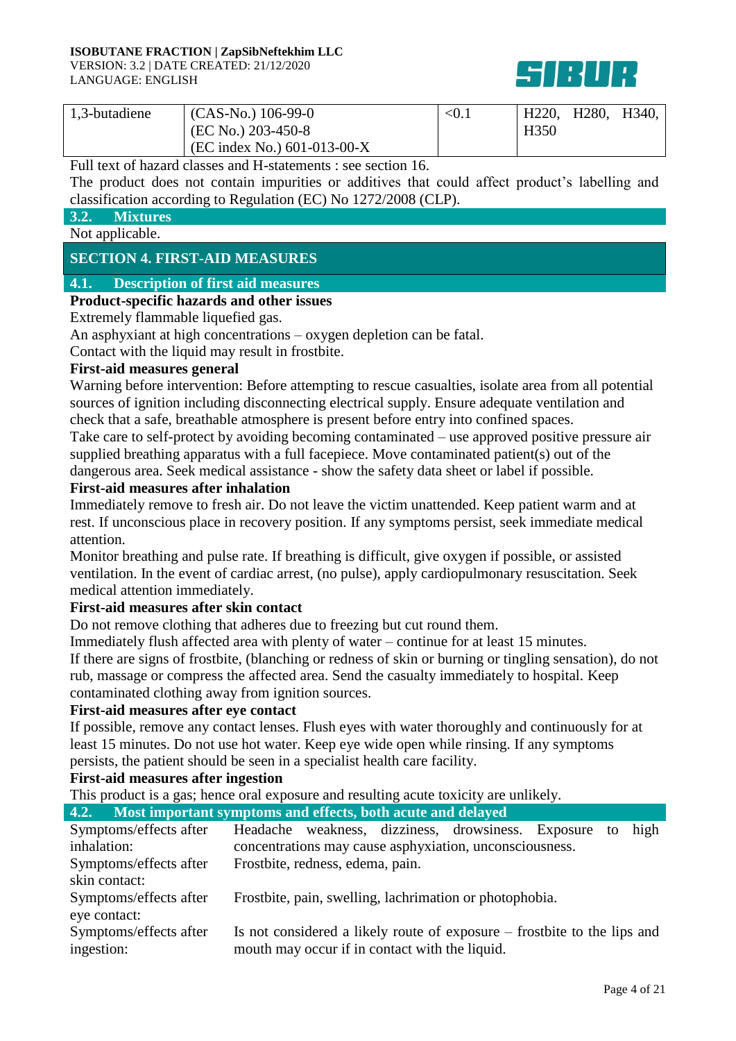| 1,3-butadiene | (CAS-No.) 106-99-0<br>(EC No.) 203-450-8<br>(EC index No.) 601-013-00-X | <0.1 | H220, H280, H340, H350 |
|---|---|---|---|

Full text of hazard classes and H-statements : see section 16.

The product does not contain impurities or additives that could affect product's labelling and classification according to Regulation (EC) No 1272/2008 (CLP).

### 3.2. Mixtures

Not applicable.

## SECTION 4. FIRST-AID MEASURES

### 4.1. Description of first aid measures

**Product-specific hazards and other issues**

Extremely flammable liquefied gas.

An asphyxiant at high concentrations – oxygen depletion can be fatal.

Contact with the liquid may result in frostbite.

**First-aid measures general**

Warning before intervention: Before attempting to rescue casualties, isolate area from all potential sources of ignition including disconnecting electrical supply. Ensure adequate ventilation and check that a safe, breathable atmosphere is present before entry into confined spaces.

Take care to self-protect by avoiding becoming contaminated – use approved positive pressure air supplied breathing apparatus with a full facepiece. Move contaminated patient(s) out of the dangerous area. Seek medical assistance - show the safety data sheet or label if possible.

**First-aid measures after inhalation**

Immediately remove to fresh air. Do not leave the victim unattended. Keep patient warm and at rest. If unconscious place in recovery position. If any symptoms persist, seek immediate medical attention.

Monitor breathing and pulse rate. If breathing is difficult, give oxygen if possible, or assisted ventilation. In the event of cardiac arrest, (no pulse), apply cardiopulmonary resuscitation. Seek medical attention immediately.

**First-aid measures after skin contact**

Do not remove clothing that adheres due to freezing but cut round them.

Immediately flush affected area with plenty of water – continue for at least 15 minutes.

If there are signs of frostbite, (blanching or redness of skin or burning or tingling sensation), do not rub, massage or compress the affected area. Send the casualty immediately to hospital. Keep contaminated clothing away from ignition sources.

**First-aid measures after eye contact**

If possible, remove any contact lenses. Flush eyes with water thoroughly and continuously for at least 15 minutes. Do not use hot water. Keep eye wide open while rinsing. If any symptoms persists, the patient should be seen in a specialist health care facility.

**First-aid measures after ingestion**

This product is a gas; hence oral exposure and resulting acute toxicity are unlikely.

### 4.2. Most important symptoms and effects, both acute and delayed

| | |
|---|---|
| Symptoms/effects after inhalation: | Headache weakness, dizziness, drowsiness. Exposure to high concentrations may cause asphyxiation, unconsciousness. |
| Symptoms/effects after skin contact: | Frostbite, redness, edema, pain. |
| Symptoms/effects after eye contact: | Frostbite, pain, swelling, lachrimation or photophobia. |
| Symptoms/effects after ingestion: | Is not considered a likely route of exposure – frostbite to the lips and mouth may occur if in contact with the liquid. |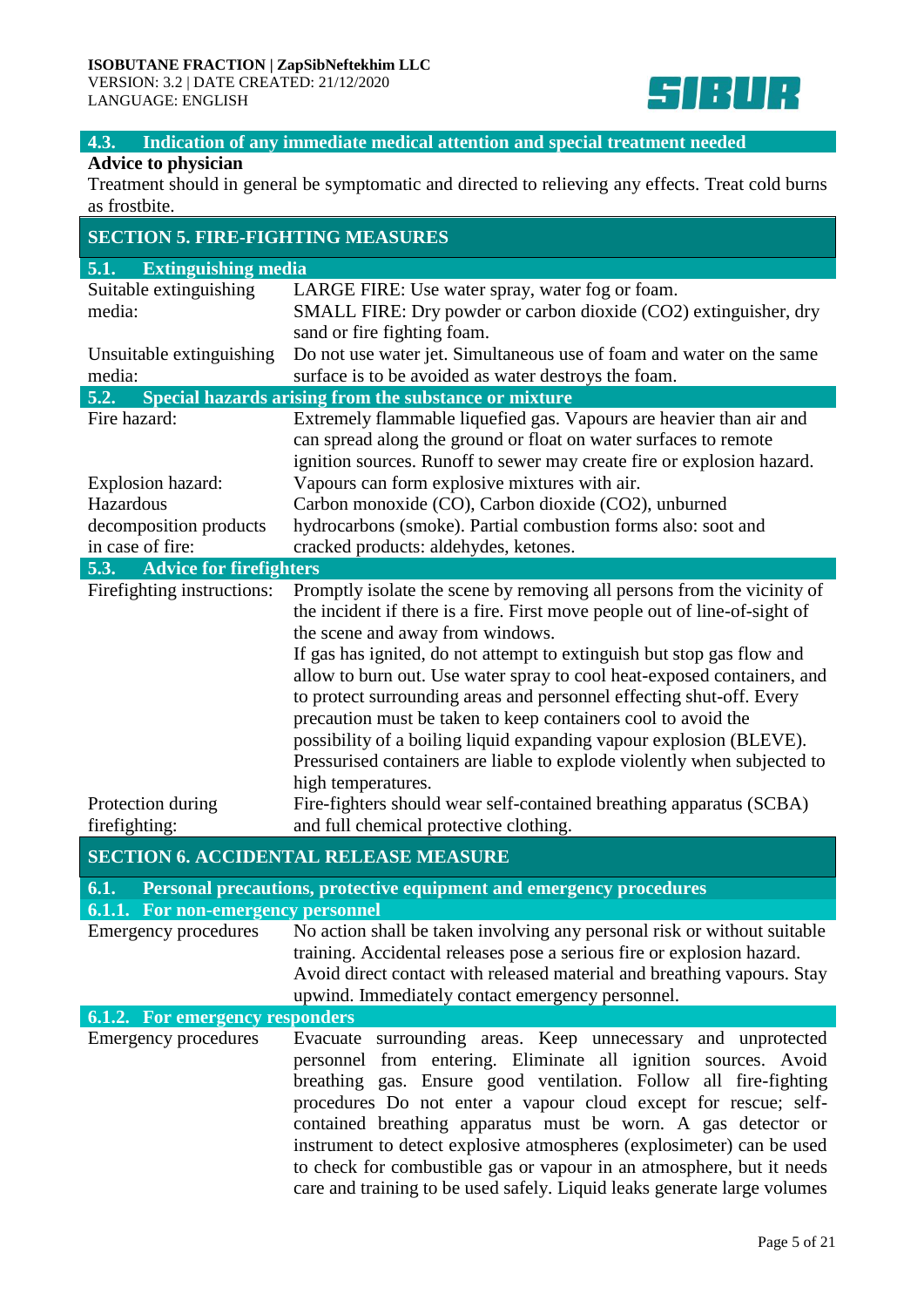### 4.3. Indication of any immediate medical attention and special treatment needed

**Advice to physician**

Treatment should in general be symptomatic and directed to relieving any effects. Treat cold burns as frostbite.

## SECTION 5. FIRE-FIGHTING MEASURES

### 5.1. Extinguishing media

| | |
|---|---|
| Suitable extinguishing media: | LARGE FIRE: Use water spray, water fog or foam.<br>SMALL FIRE: Dry powder or carbon dioxide ($CO_2$) extinguisher, dry sand or fire fighting foam. |
| Unsuitable extinguishing media: | Do not use water jet. Simultaneous use of foam and water on the same surface is to be avoided as water destroys the foam. |

### 5.2. Special hazards arising from the substance or mixture

| | |
|---|---|
| Fire hazard: | Extremely flammable liquefied gas. Vapours are heavier than air and can spread along the ground or float on water surfaces to remote ignition sources. Runoff to sewer may create fire or explosion hazard. |
| Explosion hazard: | Vapours can form explosive mixtures with air. |
| Hazardous decomposition products in case of fire: | Carbon monoxide (CO), Carbon dioxide ($CO_2$), unburned hydrocarbons (smoke). Partial combustion forms also: soot and cracked products: aldehydes, ketones. |

### 5.3. Advice for firefighters

| | |
|---|---|
| Firefighting instructions: | Promptly isolate the scene by removing all persons from the vicinity of the incident if there is a fire. First move people out of line-of-sight of the scene and away from windows.<br>If gas has ignited, do not attempt to extinguish but stop gas flow and allow to burn out. Use water spray to cool heat-exposed containers, and to protect surrounding areas and personnel effecting shut-off. Every precaution must be taken to keep containers cool to avoid the possibility of a boiling liquid expanding vapour explosion (BLEVE). Pressurised containers are liable to explode violently when subjected to high temperatures. |
| Protection during firefighting: | Fire-fighters should wear self-contained breathing apparatus (SCBA) and full chemical protective clothing. |

## SECTION 6. ACCIDENTAL RELEASE MEASURE

### 6.1. Personal precautions, protective equipment and emergency procedures

#### 6.1.1. For non-emergency personnel

| | |
|---|---|
| Emergency procedures | No action shall be taken involving any personal risk or without suitable training. Accidental releases pose a serious fire or explosion hazard. Avoid direct contact with released material and breathing vapours. Stay upwind. Immediately contact emergency personnel. |

#### 6.1.2. For emergency responders

| | |
|---|---|
| Emergency procedures | Evacuate surrounding areas. Keep unnecessary and unprotected personnel from entering. Eliminate all ignition sources. Avoid breathing gas. Ensure good ventilation. Follow all fire-fighting procedures Do not enter a vapour cloud except for rescue; self-contained breathing apparatus must be worn. A gas detector or instrument to detect explosive atmospheres (explosimeter) can be used to check for combustible gas or vapour in an atmosphere, but it needs care and training to be used safely. Liquid leaks generate large volumes |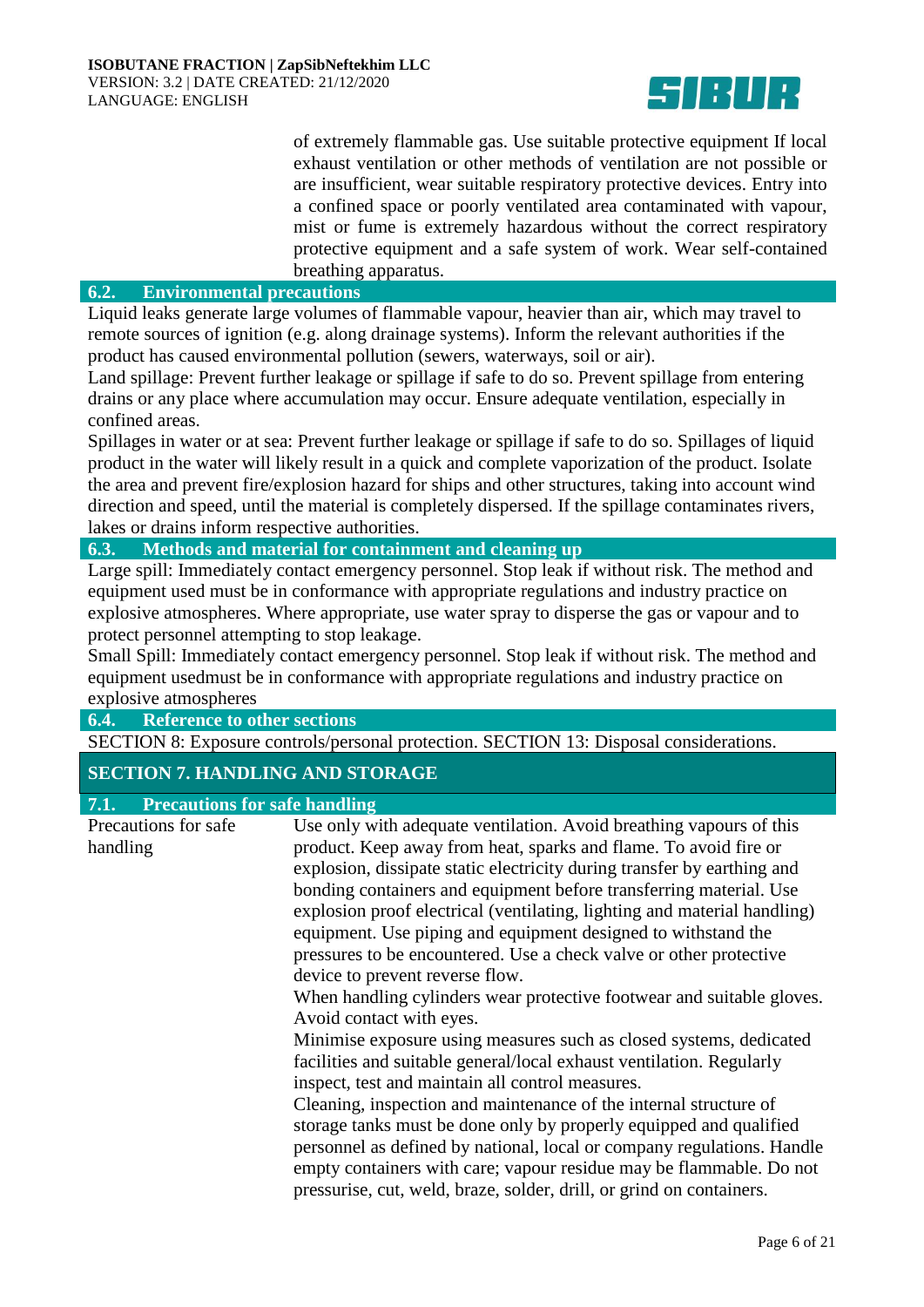of extremely flammable gas. Use suitable protective equipment If local exhaust ventilation or other methods of ventilation are not possible or are insufficient, wear suitable respiratory protective devices. Entry into a confined space or poorly ventilated area contaminated with vapour, mist or fume is extremely hazardous without the correct respiratory protective equipment and a safe system of work. Wear self-contained breathing apparatus.

### 6.2. Environmental precautions

Liquid leaks generate large volumes of flammable vapour, heavier than air, which may travel to remote sources of ignition (e.g. along drainage systems). Inform the relevant authorities if the product has caused environmental pollution (sewers, waterways, soil or air).

Land spillage: Prevent further leakage or spillage if safe to do so. Prevent spillage from entering drains or any place where accumulation may occur. Ensure adequate ventilation, especially in confined areas.

Spillages in water or at sea: Prevent further leakage or spillage if safe to do so. Spillages of liquid product in the water will likely result in a quick and complete vaporization of the product. Isolate the area and prevent fire/explosion hazard for ships and other structures, taking into account wind direction and speed, until the material is completely dispersed. If the spillage contaminates rivers, lakes or drains inform respective authorities.

### 6.3. Methods and material for containment and cleaning up

Large spill: Immediately contact emergency personnel. Stop leak if without risk. The method and equipment used must be in conformance with appropriate regulations and industry practice on explosive atmospheres. Where appropriate, use water spray to disperse the gas or vapour and to protect personnel attempting to stop leakage.

Small Spill: Immediately contact emergency personnel. Stop leak if without risk. The method and equipment usedmust be in conformance with appropriate regulations and industry practice on explosive atmospheres

### 6.4. Reference to other sections

SECTION 8: Exposure controls/personal protection. SECTION 13: Disposal considerations.

## SECTION 7. HANDLING AND STORAGE

### 7.1. Precautions for safe handling

**Precautions for safe handling**

Use only with adequate ventilation. Avoid breathing vapours of this product. Keep away from heat, sparks and flame. To avoid fire or explosion, dissipate static electricity during transfer by earthing and bonding containers and equipment before transferring material. Use explosion proof electrical (ventilating, lighting and material handling) equipment. Use piping and equipment designed to withstand the pressures to be encountered. Use a check valve or other protective device to prevent reverse flow.

When handling cylinders wear protective footwear and suitable gloves. Avoid contact with eyes.

Minimise exposure using measures such as closed systems, dedicated facilities and suitable general/local exhaust ventilation. Regularly inspect, test and maintain all control measures.

Cleaning, inspection and maintenance of the internal structure of storage tanks must be done only by properly equipped and qualified personnel as defined by national, local or company regulations. Handle empty containers with care; vapour residue may be flammable. Do not pressurise, cut, weld, braze, solder, drill, or grind on containers.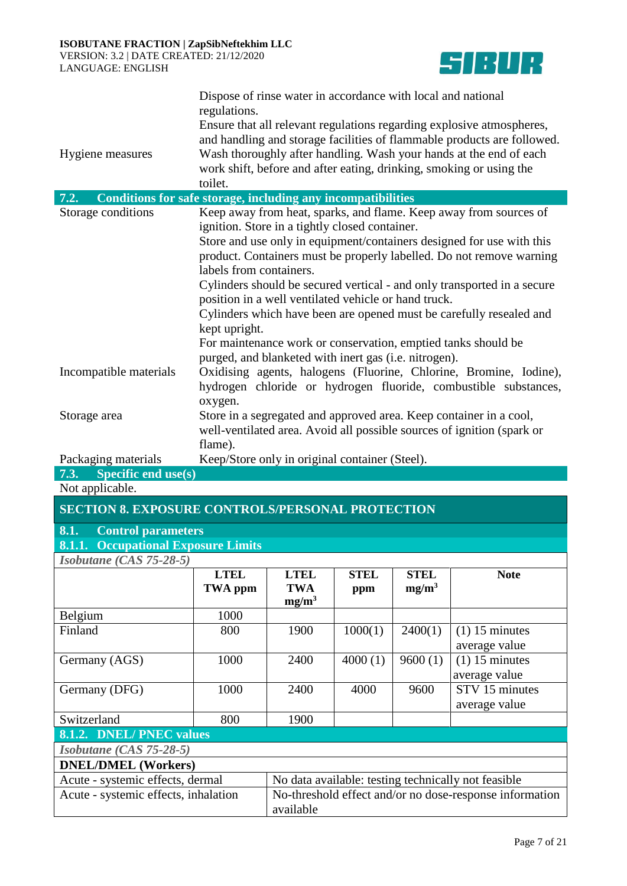| | |
|---|---|
| | Dispose of rinse water in accordance with local and national regulations. Ensure that all relevant regulations regarding explosive atmospheres, and handling and storage facilities of flammable products are followed. |
| Hygiene measures | Wash thoroughly after handling. Wash your hands at the end of each work shift, before and after eating, drinking, smoking or using the toilet. |

### 7.2. Conditions for safe storage, including any incompatibilities

| | |
|---|---|
| Storage conditions | Keep away from heat, sparks, and flame. Keep away from sources of ignition. Store in a tightly closed container. Store and use only in equipment/containers designed for use with this product. Containers must be properly labelled. Do not remove warning labels from containers. Cylinders should be secured vertical - and only transported in a secure position in a well ventilated vehicle or hand truck. Cylinders which have been are opened must be carefully resealed and kept upright. For maintenance work or conservation, emptied tanks should be purged, and blanketed with inert gas (i.e. nitrogen). |
| Incompatible materials | Oxidising agents, halogens (Fluorine, Chlorine, Bromine, Iodine), hydrogen chloride or hydrogen fluoride, combustible substances, oxygen. |
| Storage area | Store in a segregated and approved area. Keep container in a cool, well-ventilated area. Avoid all possible sources of ignition (spark or flame). |
| Packaging materials | Keep/Store only in original container (Steel). |

### 7.3. Specific end use(s)

Not applicable.

## SECTION 8. EXPOSURE CONTROLS/PERSONAL PROTECTION

### 8.1. Control parameters

#### 8.1.1. Occupational Exposure Limits

*Isobutane (CAS 75-28-5)*

| | LTEL TWA ppm | LTEL TWA $mg/m^3$ | STEL ppm | STEL $mg/m^3$ | Note |
|---|---|---|---|---|---|
| Belgium | 1000 | | | | |
| Finland | 800 | 1900 | 1000(1) | 2400(1) | (1) 15 minutes average value |
| Germany (AGS) | 1000 | 2400 | 4000 (1) | 9600 (1) | (1) 15 minutes average value |
| Germany (DFG) | 1000 | 2400 | 4000 | 9600 | STV 15 minutes average value |
| Switzerland | 800 | 1900 | | | |

#### 8.1.2. DNEL/ PNEC values

*Isobutane (CAS 75-28-5)*

| **DNEL/DMEL (Workers)** | |
|---|---|
| Acute - systemic effects, dermal | No data available: testing technically not feasible |
| Acute - systemic effects, inhalation | No-threshold effect and/or no dose-response information available |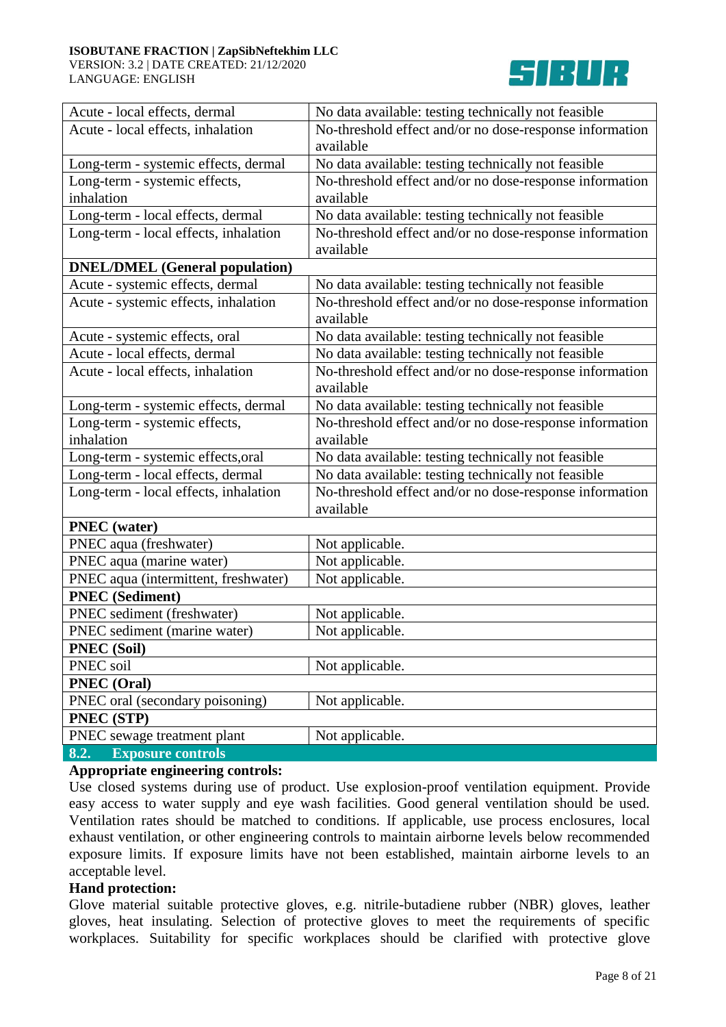| | |
|---|---|
| Acute - local effects, dermal | No data available: testing technically not feasible |
| Acute - local effects, inhalation | No-threshold effect and/or no dose-response information available |
| Long-term - systemic effects, dermal | No data available: testing technically not feasible |
| Long-term - systemic effects, inhalation | No-threshold effect and/or no dose-response information available |
| Long-term - local effects, dermal | No data available: testing technically not feasible |
| Long-term - local effects, inhalation | No-threshold effect and/or no dose-response information available |
| **DNEL/DMEL (General population)** | |
| Acute - systemic effects, dermal | No data available: testing technically not feasible |
| Acute - systemic effects, inhalation | No-threshold effect and/or no dose-response information available |
| Acute - systemic effects, oral | No data available: testing technically not feasible |
| Acute - local effects, dermal | No data available: testing technically not feasible |
| Acute - local effects, inhalation | No-threshold effect and/or no dose-response information available |
| Long-term - systemic effects, dermal | No data available: testing technically not feasible |
| Long-term - systemic effects, inhalation | No-threshold effect and/or no dose-response information available |
| Long-term - systemic effects,oral | No data available: testing technically not feasible |
| Long-term - local effects, dermal | No data available: testing technically not feasible |
| Long-term - local effects, inhalation | No-threshold effect and/or no dose-response information available |
| **PNEC (water)** | |
| PNEC aqua (freshwater) | Not applicable. |
| PNEC aqua (marine water) | Not applicable. |
| PNEC aqua (intermittent, freshwater) | Not applicable. |
| **PNEC (Sediment)** | |
| PNEC sediment (freshwater) | Not applicable. |
| PNEC sediment (marine water) | Not applicable. |
| **PNEC (Soil)** | |
| PNEC soil | Not applicable. |
| **PNEC (Oral)** | |
| PNEC oral (secondary poisoning) | Not applicable. |
| **PNEC (STP)** | |
| PNEC sewage treatment plant | Not applicable. |

## 8.2. Exposure controls

**Appropriate engineering controls:**

Use closed systems during use of product. Use explosion-proof ventilation equipment. Provide easy access to water supply and eye wash facilities. Good general ventilation should be used. Ventilation rates should be matched to conditions. If applicable, use process enclosures, local exhaust ventilation, or other engineering controls to maintain airborne levels below recommended exposure limits. If exposure limits have not been established, maintain airborne levels to an acceptable level.

**Hand protection:**

Glove material suitable protective gloves, e.g. nitrile-butadiene rubber (NBR) gloves, leather gloves, heat insulating. Selection of protective gloves to meet the requirements of specific workplaces. Suitability for specific workplaces should be clarified with protective glove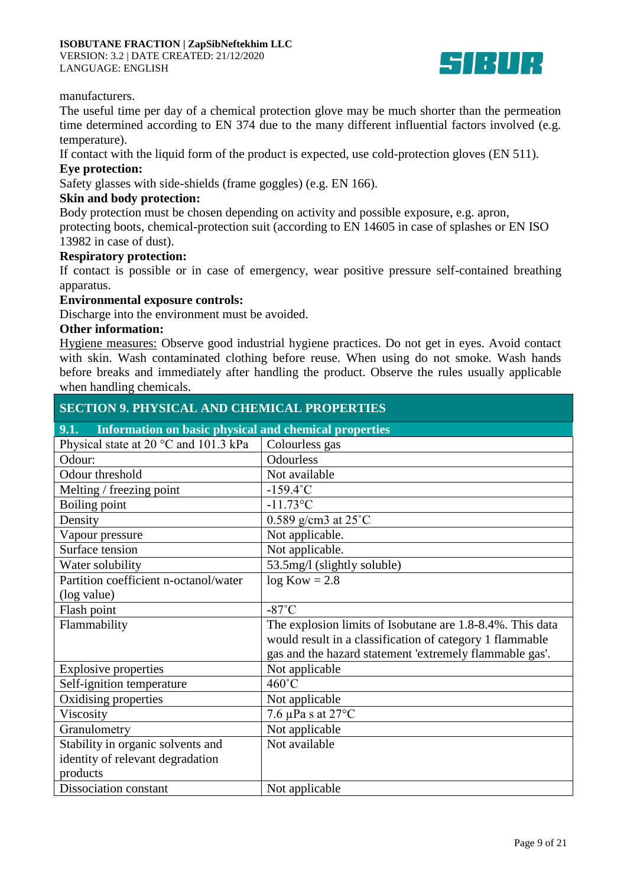manufacturers.

The useful time per day of a chemical protection glove may be much shorter than the permeation time determined according to EN 374 due to the many different influential factors involved (e.g. temperature).

If contact with the liquid form of the product is expected, use cold-protection gloves (EN 511).

**Eye protection:**

Safety glasses with side-shields (frame goggles) (e.g. EN 166).

**Skin and body protection:**

Body protection must be chosen depending on activity and possible exposure, e.g. apron, protecting boots, chemical-protection suit (according to EN 14605 in case of splashes or EN ISO 13982 in case of dust).

**Respiratory protection:**

If contact is possible or in case of emergency, wear positive pressure self-contained breathing apparatus.

**Environmental exposure controls:**

Discharge into the environment must be avoided.

**Other information:**

Hygiene measures: Observe good industrial hygiene practices. Do not get in eyes. Avoid contact with skin. Wash contaminated clothing before reuse. When using do not smoke. Wash hands before breaks and immediately after handling the product. Observe the rules usually applicable when handling chemicals.

## SECTION 9. PHYSICAL AND CHEMICAL PROPERTIES

### 9.1. Information on basic physical and chemical properties

| Property | Value |
|---|---|
| Physical state at 20 °C and 101.3 kPa | Colourless gas |
| Odour: | Odourless |
| Odour threshold | Not available |
| Melting / freezing point | -159.4˚C |
| Boiling point | -11.73°C |
| Density | 0.589 g/cm3 at 25˚C |
| Vapour pressure | Not applicable. |
| Surface tension | Not applicable. |
| Water solubility | 53.5mg/l (slightly soluble) |
| Partition coefficient n-octanol/water (log value) | log Kow = 2.8 |
| Flash point | -87˚C |
| Flammability | The explosion limits of Isobutane are 1.8-8.4%. This data would result in a classification of category 1 flammable gas and the hazard statement 'extremely flammable gas'. |
| Explosive properties | Not applicable |
| Self-ignition temperature | 460˚C |
| Oxidising properties | Not applicable |
| Viscosity | 7.6 µPa s at 27°C |
| Granulometry | Not applicable |
| Stability in organic solvents and identity of relevant degradation products | Not available |
| Dissociation constant | Not applicable |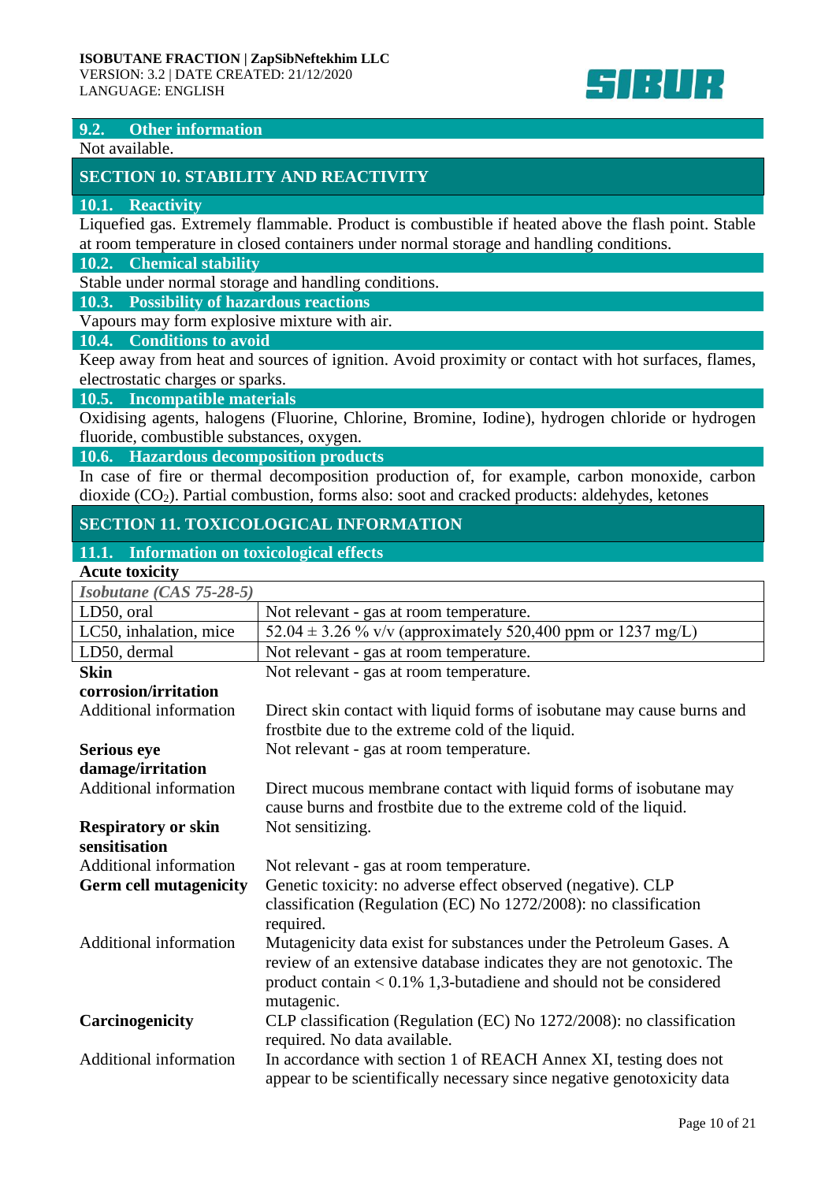### 9.2. Other information

Not available.

## SECTION 10. STABILITY AND REACTIVITY

### 10.1. Reactivity

Liquefied gas. Extremely flammable. Product is combustible if heated above the flash point. Stable at room temperature in closed containers under normal storage and handling conditions.

### 10.2. Chemical stability

Stable under normal storage and handling conditions.

### 10.3. Possibility of hazardous reactions

Vapours may form explosive mixture with air.

### 10.4. Conditions to avoid

Keep away from heat and sources of ignition. Avoid proximity or contact with hot surfaces, flames, electrostatic charges or sparks.

### 10.5. Incompatible materials

Oxidising agents, halogens (Fluorine, Chlorine, Bromine, Iodine), hydrogen chloride or hydrogen fluoride, combustible substances, oxygen.

### 10.6. Hazardous decomposition products

In case of fire or thermal decomposition production of, for example, carbon monoxide, carbon dioxide ($CO_2$). Partial combustion, forms also: soot and cracked products: aldehydes, ketones

## SECTION 11. TOXICOLOGICAL INFORMATION

### 11.1. Information on toxicological effects

**Acute toxicity**

| *Isobutane (CAS 75-28-5)* | |
|---|---|
| LD50, oral | Not relevant - gas at room temperature. |
| LC50, inhalation, mice | 52.04 ± 3.26 % v/v (approximately 520,400 ppm or 1237 mg/L) |
| LD50, dermal | Not relevant - gas at room temperature. |

**Skin corrosion/irritation**: Not relevant - gas at room temperature.

Additional information: Direct skin contact with liquid forms of isobutane may cause burns and frostbite due to the extreme cold of the liquid.

**Serious eye damage/irritation**: Not relevant - gas at room temperature.

Additional information: Direct mucous membrane contact with liquid forms of isobutane may cause burns and frostbite due to the extreme cold of the liquid.

**Respiratory or skin sensitisation**: Not sensitizing.

Additional information: Not relevant - gas at room temperature.

**Germ cell mutagenicity**: Genetic toxicity: no adverse effect observed (negative). CLP classification (Regulation (EC) No 1272/2008): no classification required.

Additional information: Mutagenicity data exist for substances under the Petroleum Gases. A review of an extensive database indicates they are not genotoxic. The product contain < 0.1% 1,3-butadiene and should not be considered mutagenic.

**Carcinogenicity**: CLP classification (Regulation (EC) No 1272/2008): no classification required. No data available.

Additional information: In accordance with section 1 of REACH Annex XI, testing does not appear to be scientifically necessary since negative genotoxicity data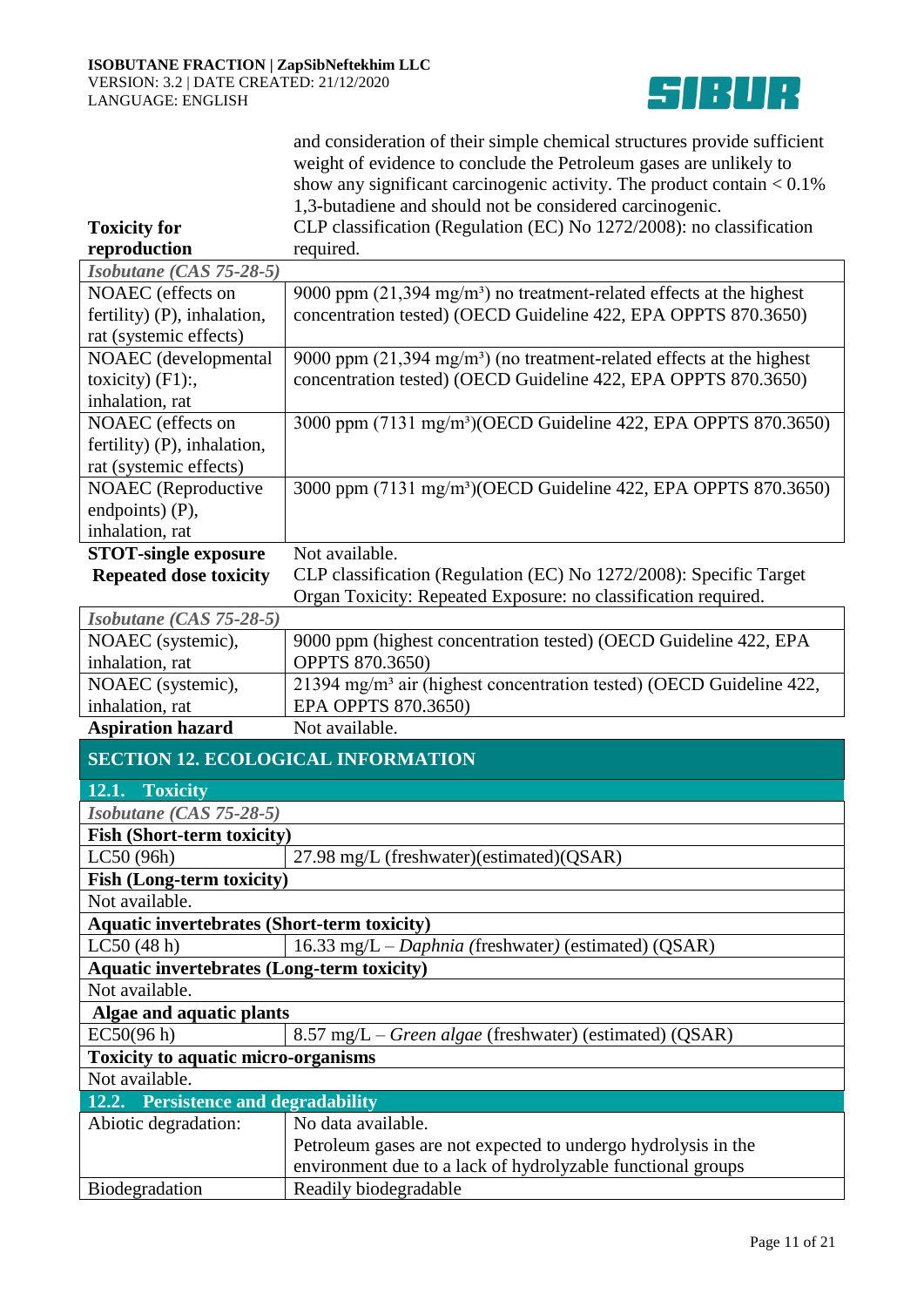| | |
|---|---|
| | and consideration of their simple chemical structures provide sufficient weight of evidence to conclude the Petroleum gases are unlikely to show any significant carcinogenic activity. The product contain < 0.1% 1,3-butadiene and should not be considered carcinogenic. |
| **Toxicity for reproduction** | CLP classification (Regulation (EC) No 1272/2008): no classification required. |

| *Isobutane (CAS 75-28-5)* | |
|---|---|
| NOAEC (effects on fertility) (P), inhalation, rat (systemic effects) | 9000 ppm (21,394 mg/m³) no treatment-related effects at the highest concentration tested) (OECD Guideline 422, EPA OPPTS 870.3650) |
| NOAEC (developmental toxicity) (F1):, inhalation, rat | 9000 ppm (21,394 mg/m³) (no treatment-related effects at the highest concentration tested) (OECD Guideline 422, EPA OPPTS 870.3650) |
| NOAEC (effects on fertility) (P), inhalation, rat (systemic effects) | 3000 ppm (7131 mg/m³)(OECD Guideline 422, EPA OPPTS 870.3650) |
| NOAEC (Reproductive endpoints) (P), inhalation, rat | 3000 ppm (7131 mg/m³)(OECD Guideline 422, EPA OPPTS 870.3650) |

| | |
|---|---|
| **STOT-single exposure** | Not available. |
| **Repeated dose toxicity** | CLP classification (Regulation (EC) No 1272/2008): Specific Target Organ Toxicity: Repeated Exposure: no classification required. |

| *Isobutane (CAS 75-28-5)* | |
|---|---|
| NOAEC (systemic), inhalation, rat | 9000 ppm (highest concentration tested) (OECD Guideline 422, EPA OPPTS 870.3650) |
| NOAEC (systemic), inhalation, rat | 21394 mg/m³ air (highest concentration tested) (OECD Guideline 422, EPA OPPTS 870.3650) |

| | |
|---|---|
| **Aspiration hazard** | Not available. |

## SECTION 12. ECOLOGICAL INFORMATION

### 12.1. Toxicity

| *Isobutane (CAS 75-28-5)* | |
|---|---|
| **Fish (Short-term toxicity)** | |
| LC50 (96h) | 27.98 mg/L (freshwater)(estimated)(QSAR) |
| **Fish (Long-term toxicity)** | |
| Not available. | |
| **Aquatic invertebrates (Short-term toxicity)** | |
| LC50 (48 h) | 16.33 mg/L – *Daphnia* (freshwater) (estimated) (QSAR) |
| **Aquatic invertebrates (Long-term toxicity)** | |
| Not available. | |
| **Algae and aquatic plants** | |
| EC50(96 h) | 8.57 mg/L – *Green algae* (freshwater) (estimated) (QSAR) |
| **Toxicity to aquatic micro-organisms** | |
| Not available. | |

### 12.2. Persistence and degradability

| | |
|---|---|
| Abiotic degradation: | No data available.<br>Petroleum gases are not expected to undergo hydrolysis in the environment due to a lack of hydrolyzable functional groups |
| Biodegradation | Readily biodegradable |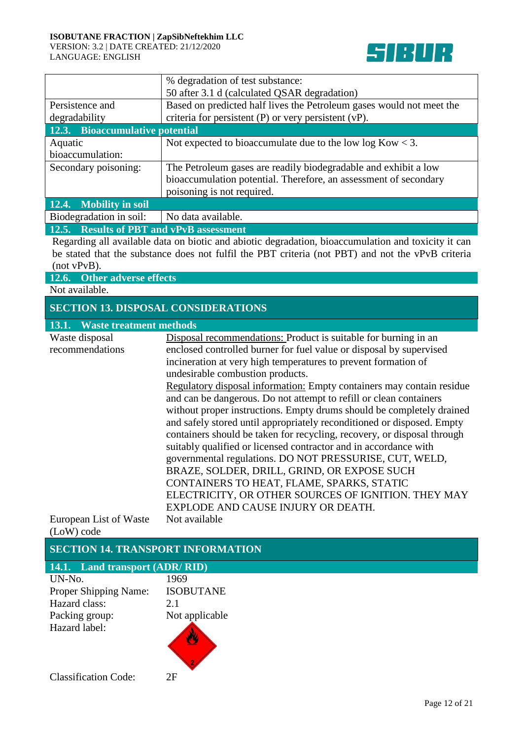| | |
|---|---|
| | % degradation of test substance:<br>50 after 3.1 d (calculated QSAR degradation) |
| Persistence and degradability | Based on predicted half lives the Petroleum gases would not meet the criteria for persistent (P) or very persistent (vP). |

### 12.3. Bioaccumulative potential

| | |
|---|---|
| Aquatic bioaccumulation: | Not expected to bioaccumulate due to the low log Kow < 3. |
| Secondary poisoning: | The Petroleum gases are readily biodegradable and exhibit a low bioaccumulation potential. Therefore, an assessment of secondary poisoning is not required. |

### 12.4. Mobility in soil

| | |
|---|---|
| Biodegradation in soil: | No data available. |

### 12.5. Results of PBT and vPvB assessment

Regarding all available data on biotic and abiotic degradation, bioaccumulation and toxicity it can be stated that the substance does not fulfil the PBT criteria (not PBT) and not the vPvB criteria (not vPvB).

### 12.6. Other adverse effects

Not available.

## SECTION 13. DISPOSAL CONSIDERATIONS

### 13.1. Waste treatment methods

| | |
|---|---|
| Waste disposal recommendations | Disposal recommendations: Product is suitable for burning in an enclosed controlled burner for fuel value or disposal by supervised incineration at very high temperatures to prevent formation of undesirable combustion products.<br>Regulatory disposal information: Empty containers may contain residue and can be dangerous. Do not attempt to refill or clean containers without proper instructions. Empty drums should be completely drained and safely stored until appropriately reconditioned or disposed. Empty containers should be taken for recycling, recovery, or disposal through suitably qualified or licensed contractor and in accordance with governmental regulations. DO NOT PRESSURISE, CUT, WELD, BRAZE, SOLDER, DRILL, GRIND, OR EXPOSE SUCH CONTAINERS TO HEAT, FLAME, SPARKS, STATIC ELECTRICITY, OR OTHER SOURCES OF IGNITION. THEY MAY EXPLODE AND CAUSE INJURY OR DEATH. |
| European List of Waste (LoW) code | Not available |

## SECTION 14. TRANSPORT INFORMATION

### 14.1. Land transport (ADR/ RID)

| | |
|---|---|
| UN-No. | 1969 |
| Proper Shipping Name: | ISOBUTANE |
| Hazard class: | 2.1 |
| Packing group: | Not applicable |
| Hazard label: | |
| Classification Code: | 2F |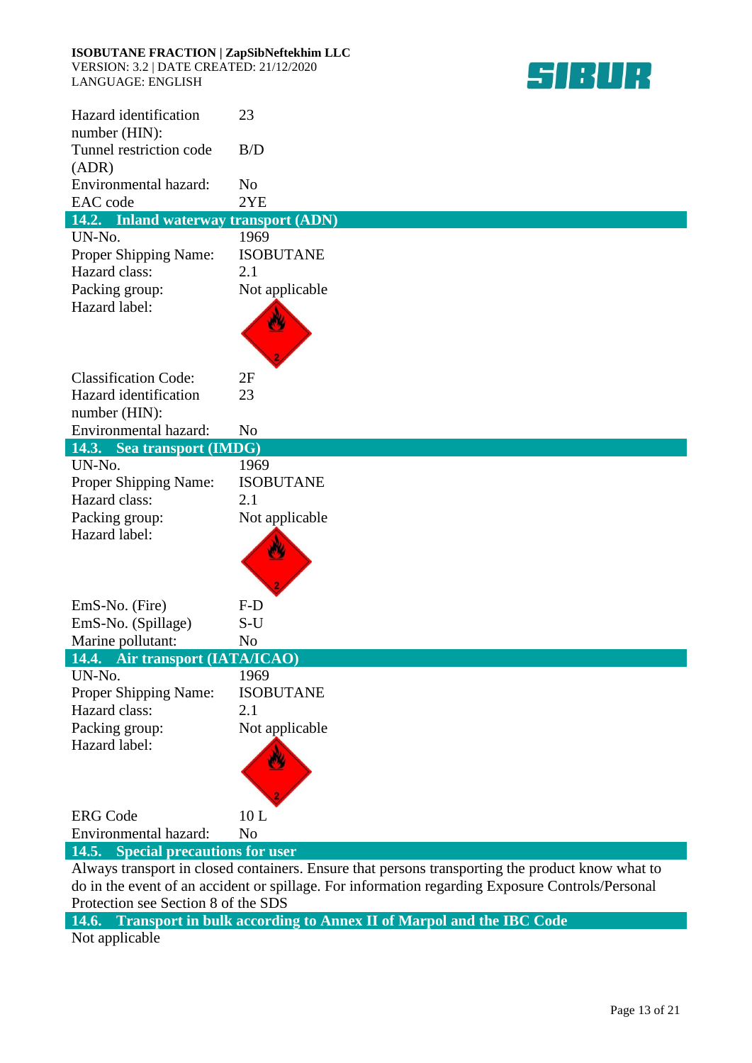| | |
|---|---|
| Hazard identification number (HIN): | 23 |
| Tunnel restriction code (ADR) | B/D |
| Environmental hazard: | No |
| EAC code | 2YE |

## 14.2. Inland waterway transport (ADN)

| | |
|---|---|
| UN-No. | 1969 |
| Proper Shipping Name: | ISOBUTANE |
| Hazard class: | 2.1 |
| Packing group: | Not applicable |
| Hazard label: | |
| Classification Code: | 2F |
| Hazard identification number (HIN): | 23 |
| Environmental hazard: | No |

## 14.3. Sea transport (IMDG)

| | |
|---|---|
| UN-No. | 1969 |
| Proper Shipping Name: | ISOBUTANE |
| Hazard class: | 2.1 |
| Packing group: | Not applicable |
| Hazard label: | |
| EmS-No. (Fire) | F-D |
| EmS-No. (Spillage) | S-U |
| Marine pollutant: | No |

## 14.4. Air transport (IATA/ICAO)

| | |
|---|---|
| UN-No. | 1969 |
| Proper Shipping Name: | ISOBUTANE |
| Hazard class: | 2.1 |
| Packing group: | Not applicable |
| Hazard label: | |
| ERG Code | 10 L |
| Environmental hazard: | No |

## 14.5. Special precautions for user

Always transport in closed containers. Ensure that persons transporting the product know what to do in the event of an accident or spillage. For information regarding Exposure Controls/Personal Protection see Section 8 of the SDS

## 14.6. Transport in bulk according to Annex II of Marpol and the IBC Code

Not applicable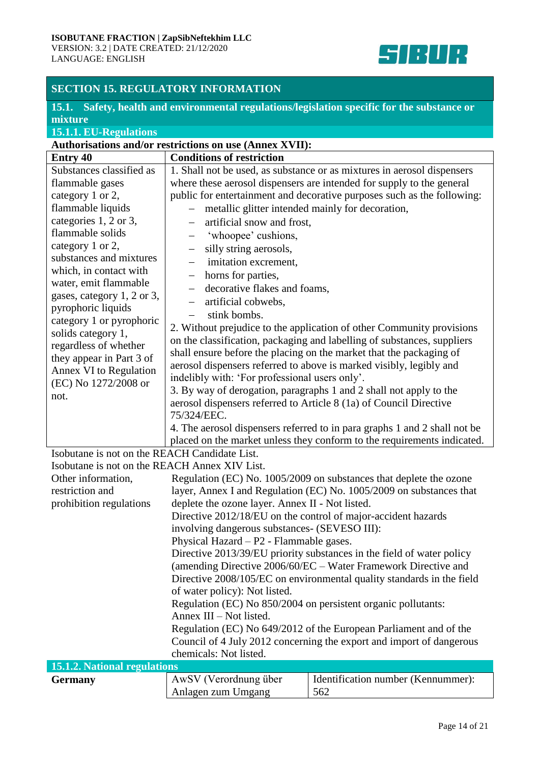## SECTION 15. REGULATORY INFORMATION

### 15.1. Safety, health and environmental regulations/legislation specific for the substance or mixture

#### 15.1.1. EU-Regulations

**Authorisations and/or restrictions on use (Annex XVII):**

| Entry 40 | Conditions of restriction |
|---|---|
| Substances classified as flammable gases category 1 or 2, flammable liquids categories 1, 2 or 3, flammable solids category 1 or 2, substances and mixtures which, in contact with water, emit flammable gases, category 1, 2 or 3, pyrophoric liquids category 1 or pyrophoric solids category 1, regardless of whether they appear in Part 3 of Annex VI to Regulation (EC) No 1272/2008 or not. | 1. Shall not be used, as substance or as mixtures in aerosol dispensers where these aerosol dispensers are intended for supply to the general public for entertainment and decorative purposes such as the following: – metallic glitter intended mainly for decoration, – artificial snow and frost, – 'whoopee' cushions, – silly string aerosols, – imitation excrement, – horns for parties, – decorative flakes and foams, – artificial cobwebs, – stink bombs. 2. Without prejudice to the application of other Community provisions on the classification, packaging and labelling of substances, suppliers shall ensure before the placing on the market that the packaging of aerosol dispensers referred to above is marked visibly, legibly and indelibly with: 'For professional users only'. 3. By way of derogation, paragraphs 1 and 2 shall not apply to the aerosol dispensers referred to Article 8 (1a) of Council Directive 75/324/EEC. 4. The aerosol dispensers referred to in para graphs 1 and 2 shall not be placed on the market unless they conform to the requirements indicated. |

Isobutane is not on the REACH Candidate List.
Isobutane is not on the REACH Annex XIV List.

| | |
|---|---|
| Other information, restriction and prohibition regulations | Regulation (EC) No. 1005/2009 on substances that deplete the ozone layer, Annex I and Regulation (EC) No. 1005/2009 on substances that deplete the ozone layer. Annex II - Not listed. Directive 2012/18/EU on the control of major-accident hazards involving dangerous substances- (SEVESO III): Physical Hazard – P2 - Flammable gases. Directive 2013/39/EU priority substances in the field of water policy (amending Directive 2006/60/EC – Water Framework Directive and Directive 2008/105/EC on environmental quality standards in the field of water policy): Not listed. Regulation (EC) No 850/2004 on persistent organic pollutants: Annex III – Not listed. Regulation (EC) No 649/2012 of the European Parliament and of the Council of 4 July 2012 concerning the export and import of dangerous chemicals: Not listed. |

#### 15.1.2. National regulations

| | | |
|---|---|---|
| **Germany** | AwSV (Verordnung über Anlagen zum Umgang | Identification number (Kennummer): 562 |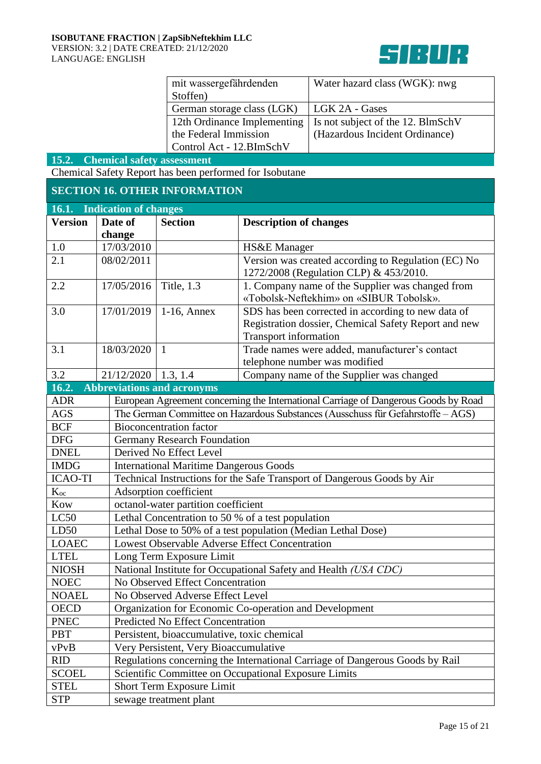| | |
|---|---|
| mit wassergefährdenden Stoffen) | Water hazard class (WGK): nwg |
| German storage class (LGK) | LGK 2A - Gases |
| 12th Ordinance Implementing the Federal Immission Control Act - 12.BImSchV | Is not subject of the 12. BlmSchV (Hazardous Incident Ordinance) |

### 15.2. Chemical safety assessment

Chemical Safety Report has been performed for Isobutane

## SECTION 16. OTHER INFORMATION

### 16.1. Indication of changes

| Version | Date of change | Section | Description of changes |
|---|---|---|---|
| 1.0 | 17/03/2010 | | HS&E Manager |
| 2.1 | 08/02/2011 | | Version was created according to Regulation (EC) No 1272/2008 (Regulation CLP) & 453/2010. |
| 2.2 | 17/05/2016 | Title, 1.3 | 1. Company name of the Supplier was changed from «Tobolsk-Neftekhim» on «SIBUR Tobolsk». |
| 3.0 | 17/01/2019 | 1-16, Annex | SDS has been corrected in according to new data of Registration dossier, Chemical Safety Report and new Transport information |
| 3.1 | 18/03/2020 | 1 | Trade names were added, manufacturer's contact telephone number was modified |
| 3.2 | 21/12/2020 | 1.3, 1.4 | Company name of the Supplier was changed |

### 16.2. Abbreviations and acronyms

| | |
|---|---|
| ADR | European Agreement concerning the International Carriage of Dangerous Goods by Road |
| AGS | The German Committee on Hazardous Substances (Ausschuss für Gefahrstoffe – AGS) |
| BCF | Bioconcentration factor |
| DFG | Germany Research Foundation |
| DNEL | Derived No Effect Level |
| IMDG | International Maritime Dangerous Goods |
| ICAO-TI | Technical Instructions for the Safe Transport of Dangerous Goods by Air |
| $K_{oc}$ | Adsorption coefficient |
| Kow | octanol-water partition coefficient |
| LC50 | Lethal Concentration to 50 % of a test population |
| LD50 | Lethal Dose to 50% of a test population (Median Lethal Dose) |
| LOAEC | Lowest Observable Adverse Effect Concentration |
| LTEL | Long Term Exposure Limit |
| NIOSH | National Institute for Occupational Safety and Health *(USA CDC)* |
| NOEC | No Observed Effect Concentration |
| NOAEL | No Observed Adverse Effect Level |
| OECD | Organization for Economic Co-operation and Development |
| PNEC | Predicted No Effect Concentration |
| PBT | Persistent, bioaccumulative, toxic chemical |
| vPvB | Very Persistent, Very Bioaccumulative |
| RID | Regulations concerning the International Carriage of Dangerous Goods by Rail |
| SCOEL | Scientific Committee on Occupational Exposure Limits |
| STEL | Short Term Exposure Limit |
| STP | sewage treatment plant |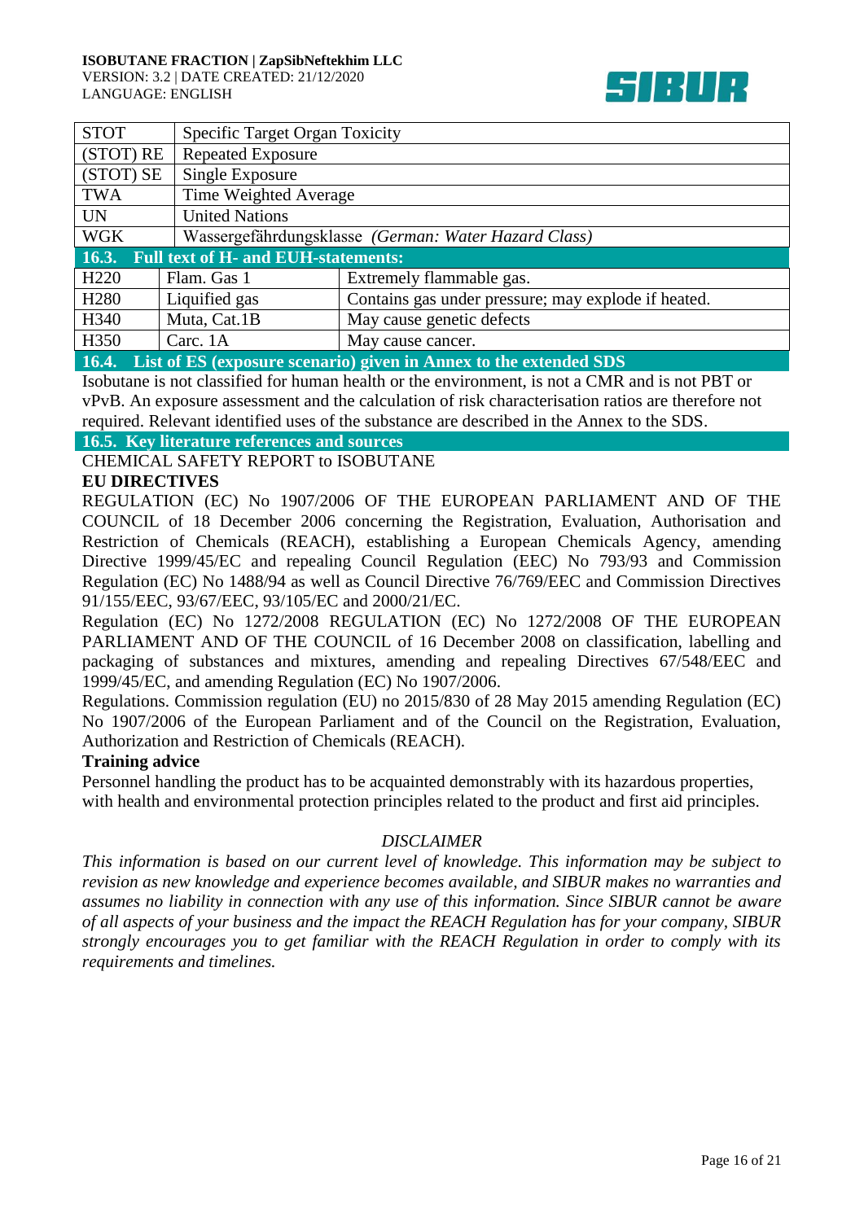| STOT | Specific Target Organ Toxicity |
|---|---|
| (STOT) RE | Repeated Exposure |
| (STOT) SE | Single Exposure |
| TWA | Time Weighted Average |
| UN | United Nations |
| WGK | Wassergefährdungsklasse *(German: Water Hazard Class)* |

## 16.3. Full text of H- and EUH-statements:

| H220 | Flam. Gas 1 | Extremely flammable gas. |
|---|---|---|
| H280 | Liquified gas | Contains gas under pressure; may explode if heated. |
| H340 | Muta, Cat.1B | May cause genetic defects |
| H350 | Carc. 1A | May cause cancer. |

## 16.4. List of ES (exposure scenario) given in Annex to the extended SDS

Isobutane is not classified for human health or the environment, is not a CMR and is not PBT or vPvB. An exposure assessment and the calculation of risk characterisation ratios are therefore not required. Relevant identified uses of the substance are described in the Annex to the SDS.

## 16.5. Key literature references and sources

CHEMICAL SAFETY REPORT to ISOBUTANE

**EU DIRECTIVES**

REGULATION (EC) No 1907/2006 OF THE EUROPEAN PARLIAMENT AND OF THE COUNCIL of 18 December 2006 concerning the Registration, Evaluation, Authorisation and Restriction of Chemicals (REACH), establishing a European Chemicals Agency, amending Directive 1999/45/EC and repealing Council Regulation (EEC) No 793/93 and Commission Regulation (EC) No 1488/94 as well as Council Directive 76/769/EEC and Commission Directives 91/155/EEC, 93/67/EEC, 93/105/EC and 2000/21/EC.

Regulation (EC) No 1272/2008 REGULATION (EC) No 1272/2008 OF THE EUROPEAN PARLIAMENT AND OF THE COUNCIL of 16 December 2008 on classification, labelling and packaging of substances and mixtures, amending and repealing Directives 67/548/EEC and 1999/45/EC, and amending Regulation (EC) No 1907/2006.

Regulations. Commission regulation (EU) no 2015/830 of 28 May 2015 amending Regulation (EC) No 1907/2006 of the European Parliament and of the Council on the Registration, Evaluation, Authorization and Restriction of Chemicals (REACH).

**Training advice**

Personnel handling the product has to be acquainted demonstrably with its hazardous properties, with health and environmental protection principles related to the product and first aid principles.

*DISCLAIMER*

*This information is based on our current level of knowledge. This information may be subject to revision as new knowledge and experience becomes available, and SIBUR makes no warranties and assumes no liability in connection with any use of this information. Since SIBUR cannot be aware of all aspects of your business and the impact the REACH Regulation has for your company, SIBUR strongly encourages you to get familiar with the REACH Regulation in order to comply with its requirements and timelines.*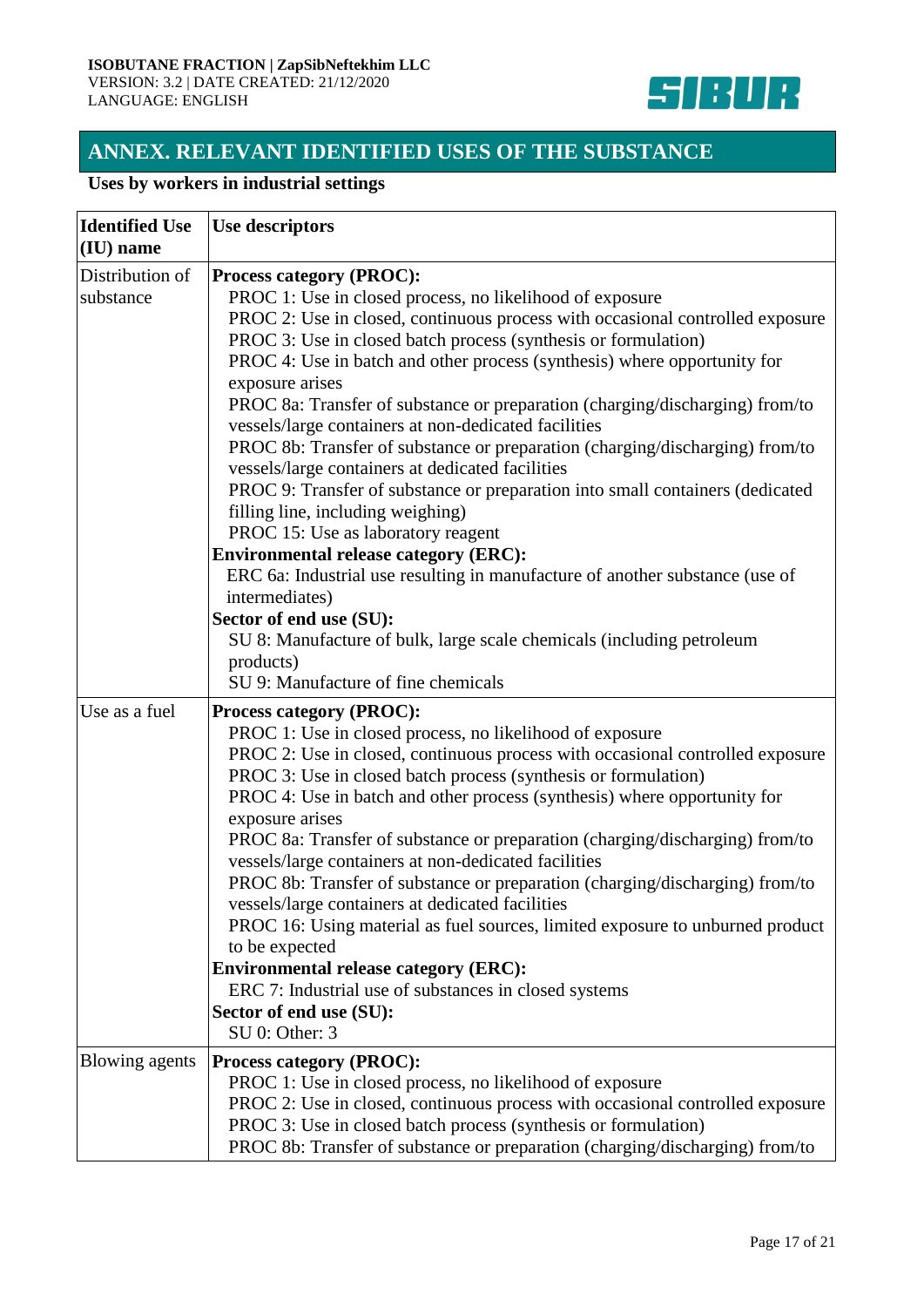## ANNEX. RELEVANT IDENTIFIED USES OF THE SUBSTANCE

**Uses by workers in industrial settings**

| Identified Use (IU) name | Use descriptors |
|---|---|
| Distribution of substance | **Process category (PROC):**<br>PROC 1: Use in closed process, no likelihood of exposure<br>PROC 2: Use in closed, continuous process with occasional controlled exposure<br>PROC 3: Use in closed batch process (synthesis or formulation)<br>PROC 4: Use in batch and other process (synthesis) where opportunity for exposure arises<br>PROC 8a: Transfer of substance or preparation (charging/discharging) from/to vessels/large containers at non-dedicated facilities<br>PROC 8b: Transfer of substance or preparation (charging/discharging) from/to vessels/large containers at dedicated facilities<br>PROC 9: Transfer of substance or preparation into small containers (dedicated filling line, including weighing)<br>PROC 15: Use as laboratory reagent<br>**Environmental release category (ERC):**<br>ERC 6a: Industrial use resulting in manufacture of another substance (use of intermediates)<br>**Sector of end use (SU):**<br>SU 8: Manufacture of bulk, large scale chemicals (including petroleum products)<br>SU 9: Manufacture of fine chemicals |
| Use as a fuel | **Process category (PROC):**<br>PROC 1: Use in closed process, no likelihood of exposure<br>PROC 2: Use in closed, continuous process with occasional controlled exposure<br>PROC 3: Use in closed batch process (synthesis or formulation)<br>PROC 4: Use in batch and other process (synthesis) where opportunity for exposure arises<br>PROC 8a: Transfer of substance or preparation (charging/discharging) from/to vessels/large containers at non-dedicated facilities<br>PROC 8b: Transfer of substance or preparation (charging/discharging) from/to vessels/large containers at dedicated facilities<br>PROC 16: Using material as fuel sources, limited exposure to unburned product to be expected<br>**Environmental release category (ERC):**<br>ERC 7: Industrial use of substances in closed systems<br>**Sector of end use (SU):**<br>SU 0: Other: 3 |
| Blowing agents | **Process category (PROC):**<br>PROC 1: Use in closed process, no likelihood of exposure<br>PROC 2: Use in closed, continuous process with occasional controlled exposure<br>PROC 3: Use in closed batch process (synthesis or formulation)<br>PROC 8b: Transfer of substance or preparation (charging/discharging) from/to |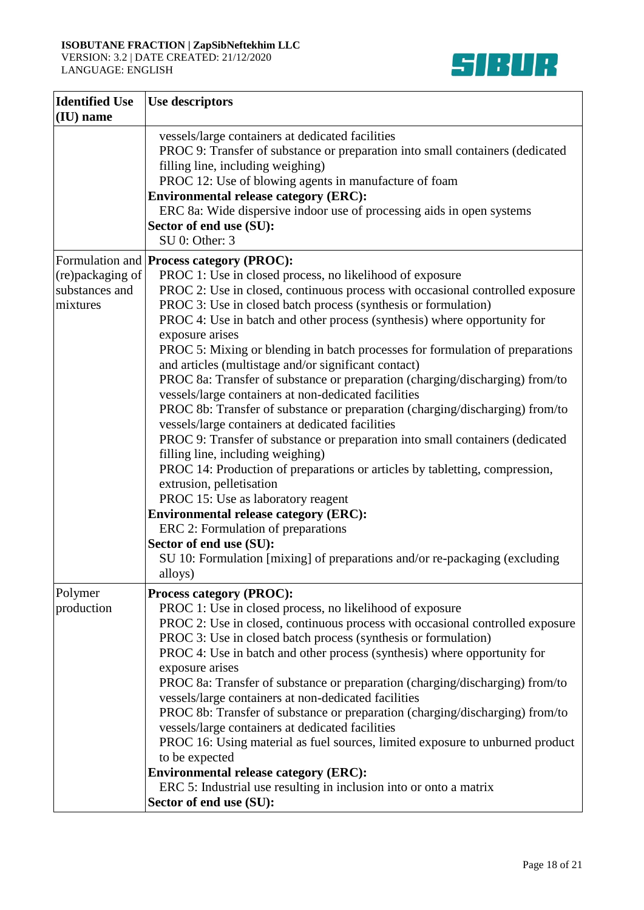| Identified Use (IU) name | Use descriptors |
|---|---|
| | vessels/large containers at dedicated facilities<br>PROC 9: Transfer of substance or preparation into small containers (dedicated filling line, including weighing)<br>PROC 12: Use of blowing agents in manufacture of foam<br>**Environmental release category (ERC):**<br>ERC 8a: Wide dispersive indoor use of processing aids in open systems<br>**Sector of end use (SU):**<br>SU 0: Other: 3 |
| Formulation and (re)packaging of substances and mixtures | **Process category (PROC):**<br>PROC 1: Use in closed process, no likelihood of exposure<br>PROC 2: Use in closed, continuous process with occasional controlled exposure<br>PROC 3: Use in closed batch process (synthesis or formulation)<br>PROC 4: Use in batch and other process (synthesis) where opportunity for exposure arises<br>PROC 5: Mixing or blending in batch processes for formulation of preparations and articles (multistage and/or significant contact)<br>PROC 8a: Transfer of substance or preparation (charging/discharging) from/to vessels/large containers at non-dedicated facilities<br>PROC 8b: Transfer of substance or preparation (charging/discharging) from/to vessels/large containers at dedicated facilities<br>PROC 9: Transfer of substance or preparation into small containers (dedicated filling line, including weighing)<br>PROC 14: Production of preparations or articles by tabletting, compression, extrusion, pelletisation<br>PROC 15: Use as laboratory reagent<br>**Environmental release category (ERC):**<br>ERC 2: Formulation of preparations<br>**Sector of end use (SU):**<br>SU 10: Formulation [mixing] of preparations and/or re-packaging (excluding alloys) |
| Polymer production | **Process category (PROC):**<br>PROC 1: Use in closed process, no likelihood of exposure<br>PROC 2: Use in closed, continuous process with occasional controlled exposure<br>PROC 3: Use in closed batch process (synthesis or formulation)<br>PROC 4: Use in batch and other process (synthesis) where opportunity for exposure arises<br>PROC 8a: Transfer of substance or preparation (charging/discharging) from/to vessels/large containers at non-dedicated facilities<br>PROC 8b: Transfer of substance or preparation (charging/discharging) from/to vessels/large containers at dedicated facilities<br>PROC 16: Using material as fuel sources, limited exposure to unburned product to be expected<br>**Environmental release category (ERC):**<br>ERC 5: Industrial use resulting in inclusion into or onto a matrix<br>**Sector of end use (SU):** |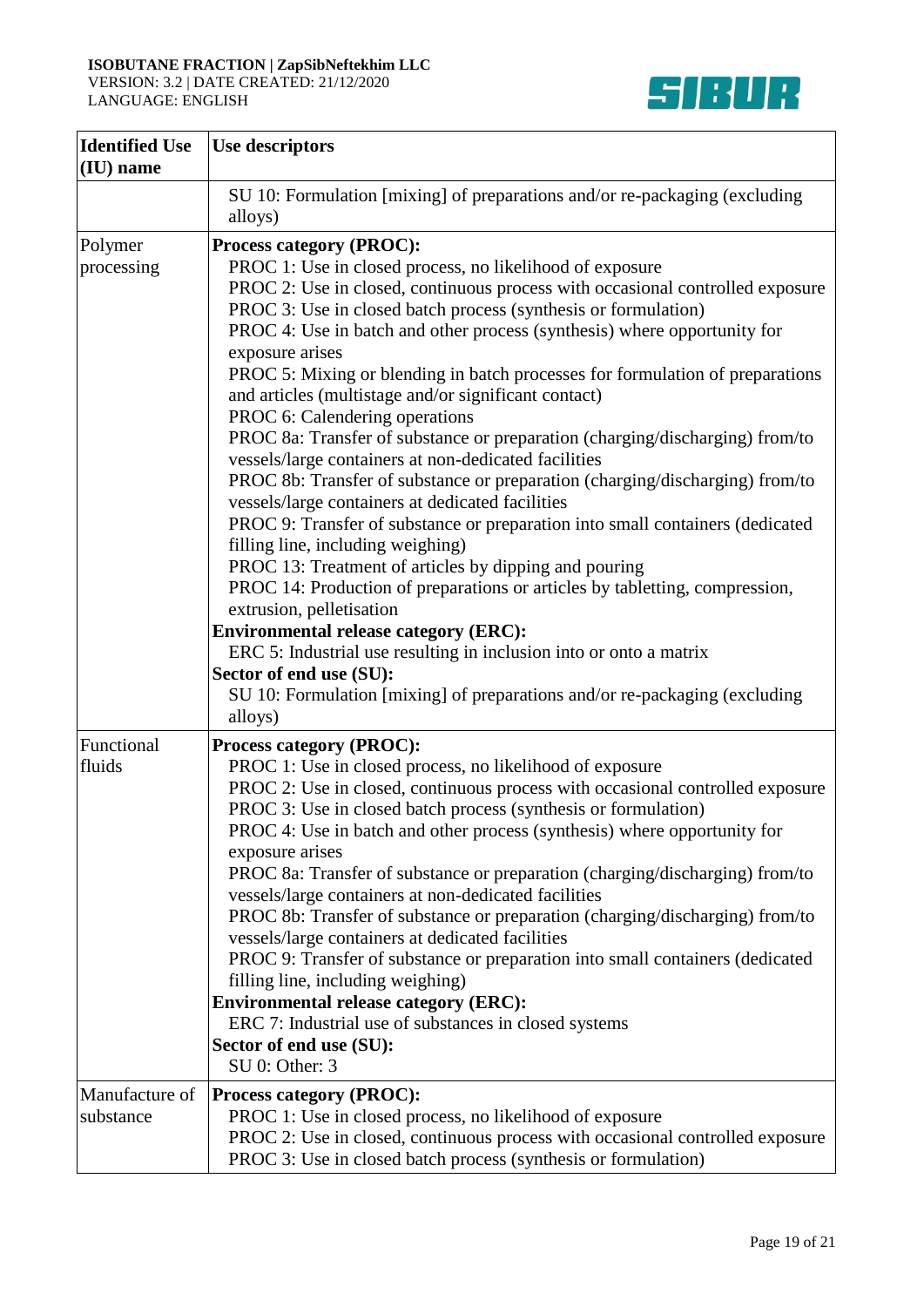| Identified Use (IU) name | Use descriptors |
|---|---|
| | SU 10: Formulation [mixing] of preparations and/or re-packaging (excluding alloys) |
| Polymer processing | **Process category (PROC):**<br>PROC 1: Use in closed process, no likelihood of exposure<br>PROC 2: Use in closed, continuous process with occasional controlled exposure<br>PROC 3: Use in closed batch process (synthesis or formulation)<br>PROC 4: Use in batch and other process (synthesis) where opportunity for exposure arises<br>PROC 5: Mixing or blending in batch processes for formulation of preparations and articles (multistage and/or significant contact)<br>PROC 6: Calendering operations<br>PROC 8a: Transfer of substance or preparation (charging/discharging) from/to vessels/large containers at non-dedicated facilities<br>PROC 8b: Transfer of substance or preparation (charging/discharging) from/to vessels/large containers at dedicated facilities<br>PROC 9: Transfer of substance or preparation into small containers (dedicated filling line, including weighing)<br>PROC 13: Treatment of articles by dipping and pouring<br>PROC 14: Production of preparations or articles by tabletting, compression, extrusion, pelletisation<br>**Environmental release category (ERC):**<br>ERC 5: Industrial use resulting in inclusion into or onto a matrix<br>**Sector of end use (SU):**<br>SU 10: Formulation [mixing] of preparations and/or re-packaging (excluding alloys) |
| Functional fluids | **Process category (PROC):**<br>PROC 1: Use in closed process, no likelihood of exposure<br>PROC 2: Use in closed, continuous process with occasional controlled exposure<br>PROC 3: Use in closed batch process (synthesis or formulation)<br>PROC 4: Use in batch and other process (synthesis) where opportunity for exposure arises<br>PROC 8a: Transfer of substance or preparation (charging/discharging) from/to vessels/large containers at non-dedicated facilities<br>PROC 8b: Transfer of substance or preparation (charging/discharging) from/to vessels/large containers at dedicated facilities<br>PROC 9: Transfer of substance or preparation into small containers (dedicated filling line, including weighing)<br>**Environmental release category (ERC):**<br>ERC 7: Industrial use of substances in closed systems<br>**Sector of end use (SU):**<br>SU 0: Other: 3 |
| Manufacture of substance | **Process category (PROC):**<br>PROC 1: Use in closed process, no likelihood of exposure<br>PROC 2: Use in closed, continuous process with occasional controlled exposure<br>PROC 3: Use in closed batch process (synthesis or formulation) |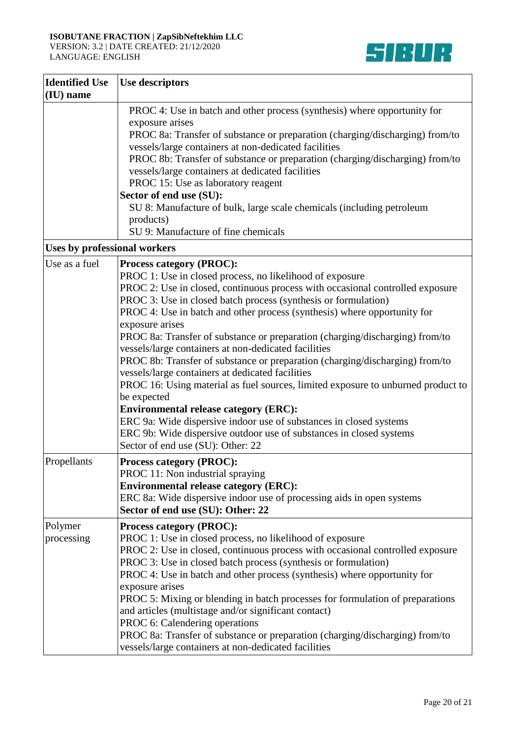| Identified Use (IU) name | Use descriptors |
|---|---|
| | PROC 4: Use in batch and other process (synthesis) where opportunity for exposure arises<br>PROC 8a: Transfer of substance or preparation (charging/discharging) from/to vessels/large containers at non-dedicated facilities<br>PROC 8b: Transfer of substance or preparation (charging/discharging) from/to vessels/large containers at dedicated facilities<br>PROC 15: Use as laboratory reagent<br>**Sector of end use (SU):**<br>SU 8: Manufacture of bulk, large scale chemicals (including petroleum products)<br>SU 9: Manufacture of fine chemicals |
| **Uses by professional workers** | |
| Use as a fuel | **Process category (PROC):**<br>PROC 1: Use in closed process, no likelihood of exposure<br>PROC 2: Use in closed, continuous process with occasional controlled exposure<br>PROC 3: Use in closed batch process (synthesis or formulation)<br>PROC 4: Use in batch and other process (synthesis) where opportunity for exposure arises<br>PROC 8a: Transfer of substance or preparation (charging/discharging) from/to vessels/large containers at non-dedicated facilities<br>PROC 8b: Transfer of substance or preparation (charging/discharging) from/to vessels/large containers at dedicated facilities<br>PROC 16: Using material as fuel sources, limited exposure to unburned product to be expected<br>**Environmental release category (ERC):**<br>ERC 9a: Wide dispersive indoor use of substances in closed systems<br>ERC 9b: Wide dispersive outdoor use of substances in closed systems<br>Sector of end use (SU): Other: 22 |
| Propellants | **Process category (PROC):**<br>PROC 11: Non industrial spraying<br>**Environmental release category (ERC):**<br>ERC 8a: Wide dispersive indoor use of processing aids in open systems<br>**Sector of end use (SU): Other: 22** |
| Polymer processing | **Process category (PROC):**<br>PROC 1: Use in closed process, no likelihood of exposure<br>PROC 2: Use in closed, continuous process with occasional controlled exposure<br>PROC 3: Use in closed batch process (synthesis or formulation)<br>PROC 4: Use in batch and other process (synthesis) where opportunity for exposure arises<br>PROC 5: Mixing or blending in batch processes for formulation of preparations and articles (multistage and/or significant contact)<br>PROC 6: Calendering operations<br>PROC 8a: Transfer of substance or preparation (charging/discharging) from/to vessels/large containers at non-dedicated facilities |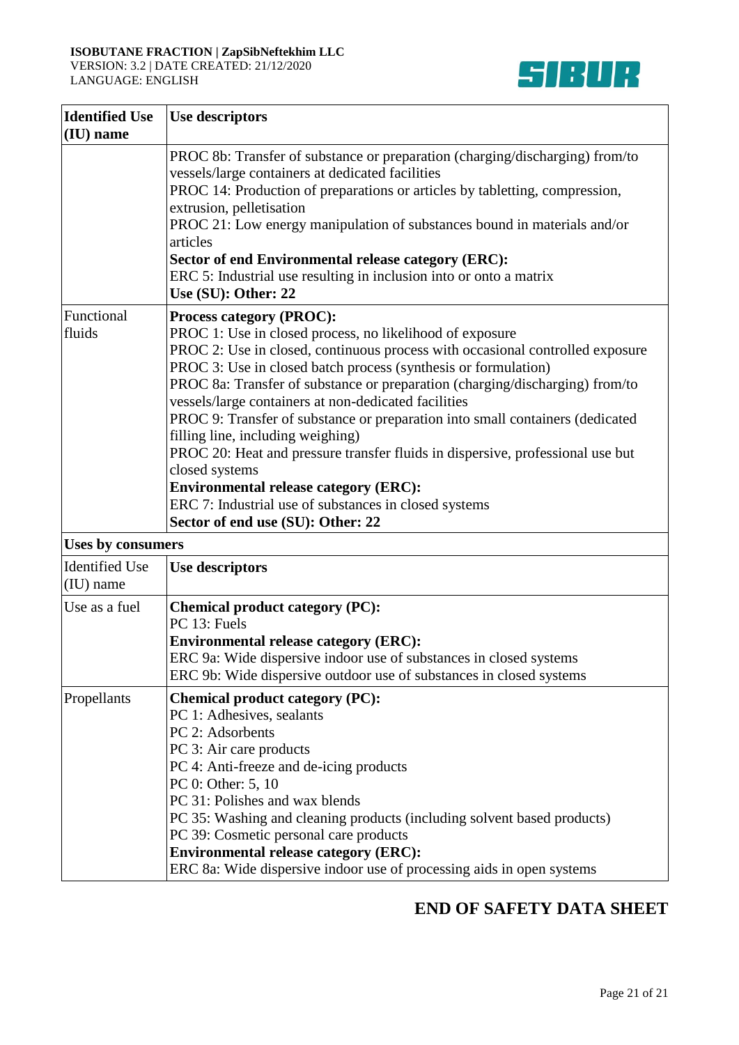| **Identified Use (IU) name** | **Use descriptors** |
| --- | --- |
| | PROC 8b: Transfer of substance or preparation (charging/discharging) from/to vessels/large containers at dedicated facilities<br>PROC 14: Production of preparations or articles by tabletting, compression, extrusion, pelletisation<br>PROC 21: Low energy manipulation of substances bound in materials and/or articles<br>**Sector of end Environmental release category (ERC):**<br>ERC 5: Industrial use resulting in inclusion into or onto a matrix<br>**Use (SU): Other: 22** |
| Functional fluids | **Process category (PROC):**<br>PROC 1: Use in closed process, no likelihood of exposure<br>PROC 2: Use in closed, continuous process with occasional controlled exposure<br>PROC 3: Use in closed batch process (synthesis or formulation)<br>PROC 8a: Transfer of substance or preparation (charging/discharging) from/to vessels/large containers at non-dedicated facilities<br>PROC 9: Transfer of substance or preparation into small containers (dedicated filling line, including weighing)<br>PROC 20: Heat and pressure transfer fluids in dispersive, professional use but closed systems<br>**Environmental release category (ERC):**<br>ERC 7: Industrial use of substances in closed systems<br>**Sector of end use (SU): Other: 22** |
| **Uses by consumers** | |
| Identified Use (IU) name | **Use descriptors** |
| Use as a fuel | **Chemical product category (PC):**<br>PC 13: Fuels<br>**Environmental release category (ERC):**<br>ERC 9a: Wide dispersive indoor use of substances in closed systems<br>ERC 9b: Wide dispersive outdoor use of substances in closed systems |
| Propellants | **Chemical product category (PC):**<br>PC 1: Adhesives, sealants<br>PC 2: Adsorbents<br>PC 3: Air care products<br>PC 4: Anti-freeze and de-icing products<br>PC 0: Other: 5, 10<br>PC 31: Polishes and wax blends<br>PC 35: Washing and cleaning products (including solvent based products)<br>PC 39: Cosmetic personal care products<br>**Environmental release category (ERC):**<br>ERC 8a: Wide dispersive indoor use of processing aids in open systems |

**END OF SAFETY DATA SHEET**